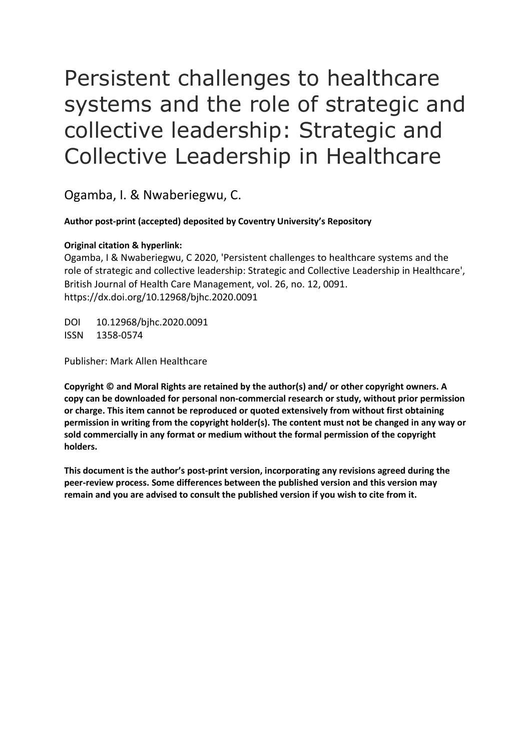# Persistent challenges to healthcare systems and the role of strategic and collective leadership: Strategic and Collective Leadership in Healthcare

Ogamba, I. & Nwaberiegwu, C.

**Author post-print (accepted) deposited by Coventry University's Repository**

**Original citation & hyperlink:**

Ogamba, I & Nwaberiegwu, C 2020, 'Persistent challenges to healthcare systems and the role of strategic and collective leadership: Strategic and Collective Leadership in Healthcare', British Journal of Health Care Management, vol. 26, no. 12, 0091.
https://dx.doi.org/10.12968/bjhc.2020.0091

DOI 10.12968/bjhc.2020.0091
ISSN 1358-0574

Publisher: Mark Allen Healthcare

**Copyright © and Moral Rights are retained by the author(s) and/ or other copyright owners. A copy can be downloaded for personal non-commercial research or study, without prior permission or charge. This item cannot be reproduced or quoted extensively from without first obtaining permission in writing from the copyright holder(s). The content must not be changed in any way or sold commercially in any format or medium without the formal permission of the copyright holders.**

**This document is the author's post-print version, incorporating any revisions agreed during the peer-review process. Some differences between the published version and this version may remain and you are advised to consult the published version if you wish to cite from it.**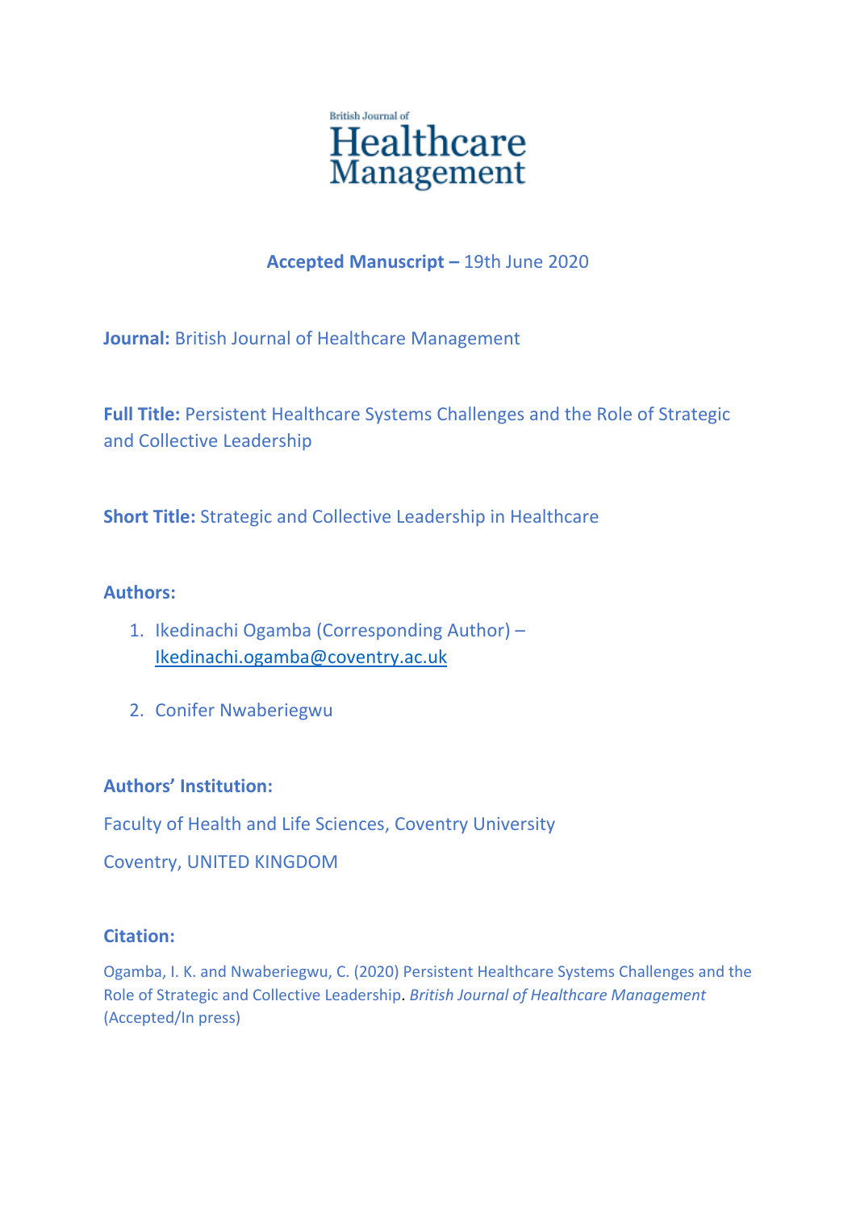British Journal of Healthcare Management

**Accepted Manuscript –** 19th June 2020

**Journal:** British Journal of Healthcare Management

**Full Title:** Persistent Healthcare Systems Challenges and the Role of Strategic and Collective Leadership

**Short Title:** Strategic and Collective Leadership in Healthcare

**Authors:**

1. Ikedinachi Ogamba (Corresponding Author) – Ikedinachi.ogamba@coventry.ac.uk
2. Conifer Nwaberiegwu

**Authors' Institution:**

Faculty of Health and Life Sciences, Coventry University

Coventry, UNITED KINGDOM

**Citation:**

Ogamba, I. K. and Nwaberiegwu, C. (2020) Persistent Healthcare Systems Challenges and the Role of Strategic and Collective Leadership. *British Journal of Healthcare Management* (Accepted/In press)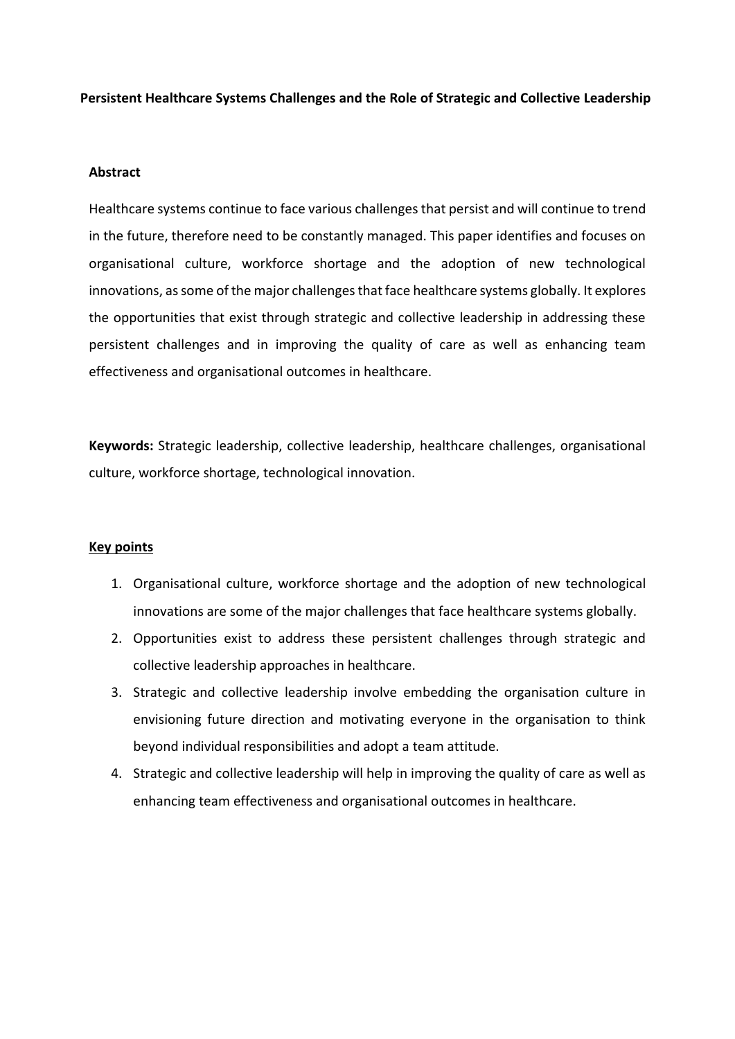**Persistent Healthcare Systems Challenges and the Role of Strategic and Collective Leadership**

## Abstract

Healthcare systems continue to face various challenges that persist and will continue to trend in the future, therefore need to be constantly managed. This paper identifies and focuses on organisational culture, workforce shortage and the adoption of new technological innovations, as some of the major challenges that face healthcare systems globally. It explores the opportunities that exist through strategic and collective leadership in addressing these persistent challenges and in improving the quality of care as well as enhancing team effectiveness and organisational outcomes in healthcare.

**Keywords:** Strategic leadership, collective leadership, healthcare challenges, organisational culture, workforce shortage, technological innovation.

## Key points

1. Organisational culture, workforce shortage and the adoption of new technological innovations are some of the major challenges that face healthcare systems globally.
2. Opportunities exist to address these persistent challenges through strategic and collective leadership approaches in healthcare.
3. Strategic and collective leadership involve embedding the organisation culture in envisioning future direction and motivating everyone in the organisation to think beyond individual responsibilities and adopt a team attitude.
4. Strategic and collective leadership will help in improving the quality of care as well as enhancing team effectiveness and organisational outcomes in healthcare.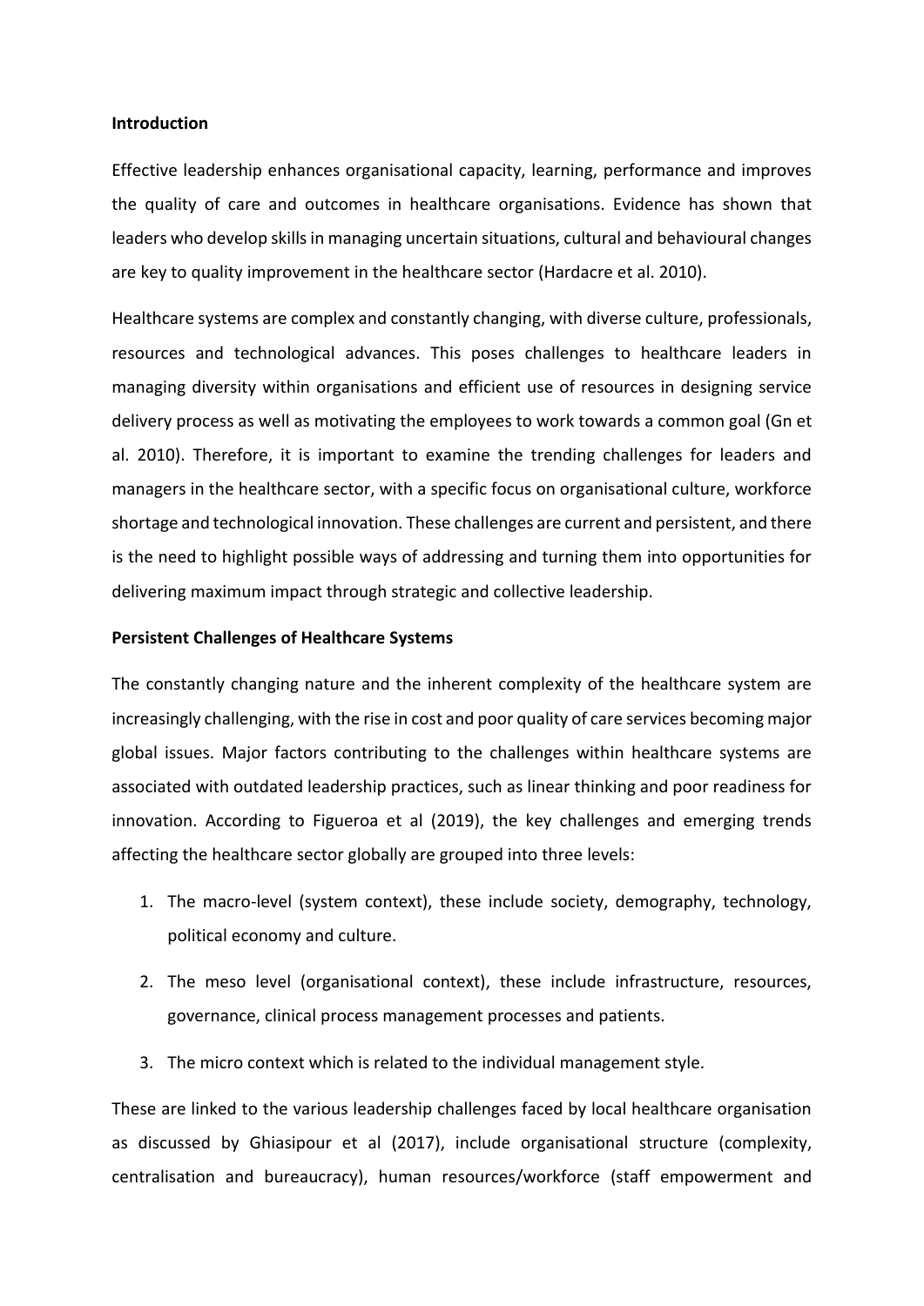**Introduction**

Effective leadership enhances organisational capacity, learning, performance and improves the quality of care and outcomes in healthcare organisations. Evidence has shown that leaders who develop skills in managing uncertain situations, cultural and behavioural changes are key to quality improvement in the healthcare sector (Hardacre et al. 2010).

Healthcare systems are complex and constantly changing, with diverse culture, professionals, resources and technological advances. This poses challenges to healthcare leaders in managing diversity within organisations and efficient use of resources in designing service delivery process as well as motivating the employees to work towards a common goal (Gn et al. 2010). Therefore, it is important to examine the trending challenges for leaders and managers in the healthcare sector, with a specific focus on organisational culture, workforce shortage and technological innovation. These challenges are current and persistent, and there is the need to highlight possible ways of addressing and turning them into opportunities for delivering maximum impact through strategic and collective leadership.

**Persistent Challenges of Healthcare Systems**

The constantly changing nature and the inherent complexity of the healthcare system are increasingly challenging, with the rise in cost and poor quality of care services becoming major global issues. Major factors contributing to the challenges within healthcare systems are associated with outdated leadership practices, such as linear thinking and poor readiness for innovation. According to Figueroa et al (2019), the key challenges and emerging trends affecting the healthcare sector globally are grouped into three levels:

1. The macro-level (system context), these include society, demography, technology, political economy and culture.
2. The meso level (organisational context), these include infrastructure, resources, governance, clinical process management processes and patients.
3. The micro context which is related to the individual management style.

These are linked to the various leadership challenges faced by local healthcare organisation as discussed by Ghiasipour et al (2017), include organisational structure (complexity, centralisation and bureaucracy), human resources/workforce (staff empowerment and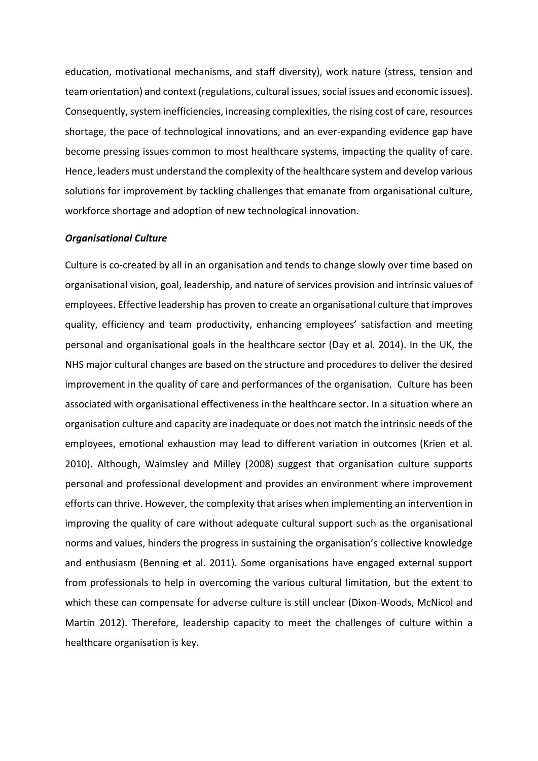education, motivational mechanisms, and staff diversity), work nature (stress, tension and team orientation) and context (regulations, cultural issues, social issues and economic issues). Consequently, system inefficiencies, increasing complexities, the rising cost of care, resources shortage, the pace of technological innovations, and an ever-expanding evidence gap have become pressing issues common to most healthcare systems, impacting the quality of care. Hence, leaders must understand the complexity of the healthcare system and develop various solutions for improvement by tackling challenges that emanate from organisational culture, workforce shortage and adoption of new technological innovation.

***Organisational Culture***

Culture is co-created by all in an organisation and tends to change slowly over time based on organisational vision, goal, leadership, and nature of services provision and intrinsic values of employees. Effective leadership has proven to create an organisational culture that improves quality, efficiency and team productivity, enhancing employees' satisfaction and meeting personal and organisational goals in the healthcare sector (Day et al. 2014). In the UK, the NHS major cultural changes are based on the structure and procedures to deliver the desired improvement in the quality of care and performances of the organisation. Culture has been associated with organisational effectiveness in the healthcare sector. In a situation where an organisation culture and capacity are inadequate or does not match the intrinsic needs of the employees, emotional exhaustion may lead to different variation in outcomes (Krien et al. 2010). Although, Walmsley and Milley (2008) suggest that organisation culture supports personal and professional development and provides an environment where improvement efforts can thrive. However, the complexity that arises when implementing an intervention in improving the quality of care without adequate cultural support such as the organisational norms and values, hinders the progress in sustaining the organisation's collective knowledge and enthusiasm (Benning et al. 2011). Some organisations have engaged external support from professionals to help in overcoming the various cultural limitation, but the extent to which these can compensate for adverse culture is still unclear (Dixon-Woods, McNicol and Martin 2012). Therefore, leadership capacity to meet the challenges of culture within a healthcare organisation is key.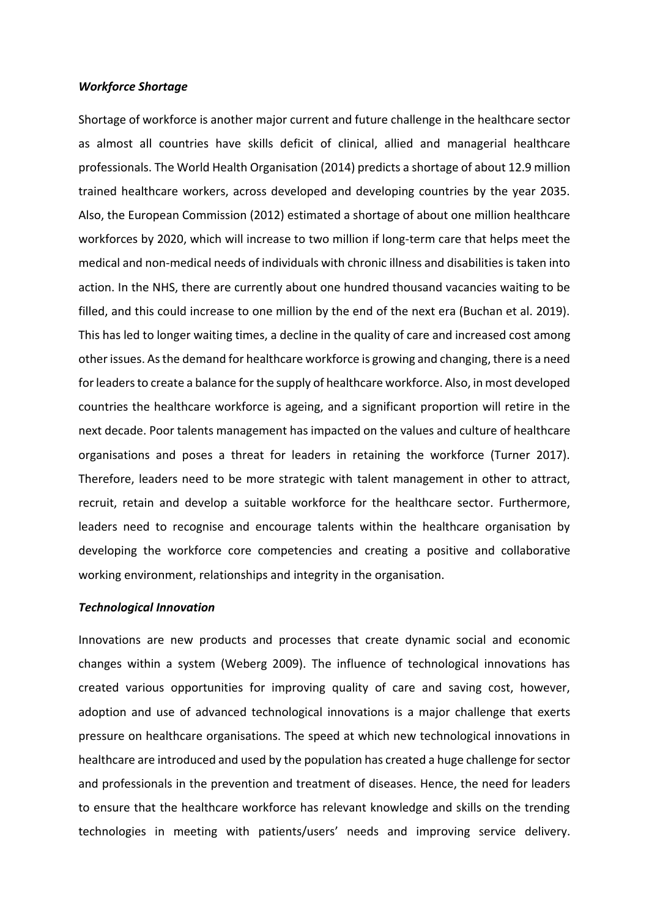***Workforce Shortage***

Shortage of workforce is another major current and future challenge in the healthcare sector as almost all countries have skills deficit of clinical, allied and managerial healthcare professionals. The World Health Organisation (2014) predicts a shortage of about 12.9 million trained healthcare workers, across developed and developing countries by the year 2035. Also, the European Commission (2012) estimated a shortage of about one million healthcare workforces by 2020, which will increase to two million if long-term care that helps meet the medical and non-medical needs of individuals with chronic illness and disabilities is taken into action. In the NHS, there are currently about one hundred thousand vacancies waiting to be filled, and this could increase to one million by the end of the next era (Buchan et al. 2019). This has led to longer waiting times, a decline in the quality of care and increased cost among other issues. As the demand for healthcare workforce is growing and changing, there is a need for leaders to create a balance for the supply of healthcare workforce. Also, in most developed countries the healthcare workforce is ageing, and a significant proportion will retire in the next decade. Poor talents management has impacted on the values and culture of healthcare organisations and poses a threat for leaders in retaining the workforce (Turner 2017). Therefore, leaders need to be more strategic with talent management in other to attract, recruit, retain and develop a suitable workforce for the healthcare sector. Furthermore, leaders need to recognise and encourage talents within the healthcare organisation by developing the workforce core competencies and creating a positive and collaborative working environment, relationships and integrity in the organisation.

***Technological Innovation***

Innovations are new products and processes that create dynamic social and economic changes within a system (Weberg 2009). The influence of technological innovations has created various opportunities for improving quality of care and saving cost, however, adoption and use of advanced technological innovations is a major challenge that exerts pressure on healthcare organisations. The speed at which new technological innovations in healthcare are introduced and used by the population has created a huge challenge for sector and professionals in the prevention and treatment of diseases. Hence, the need for leaders to ensure that the healthcare workforce has relevant knowledge and skills on the trending technologies in meeting with patients/users' needs and improving service delivery.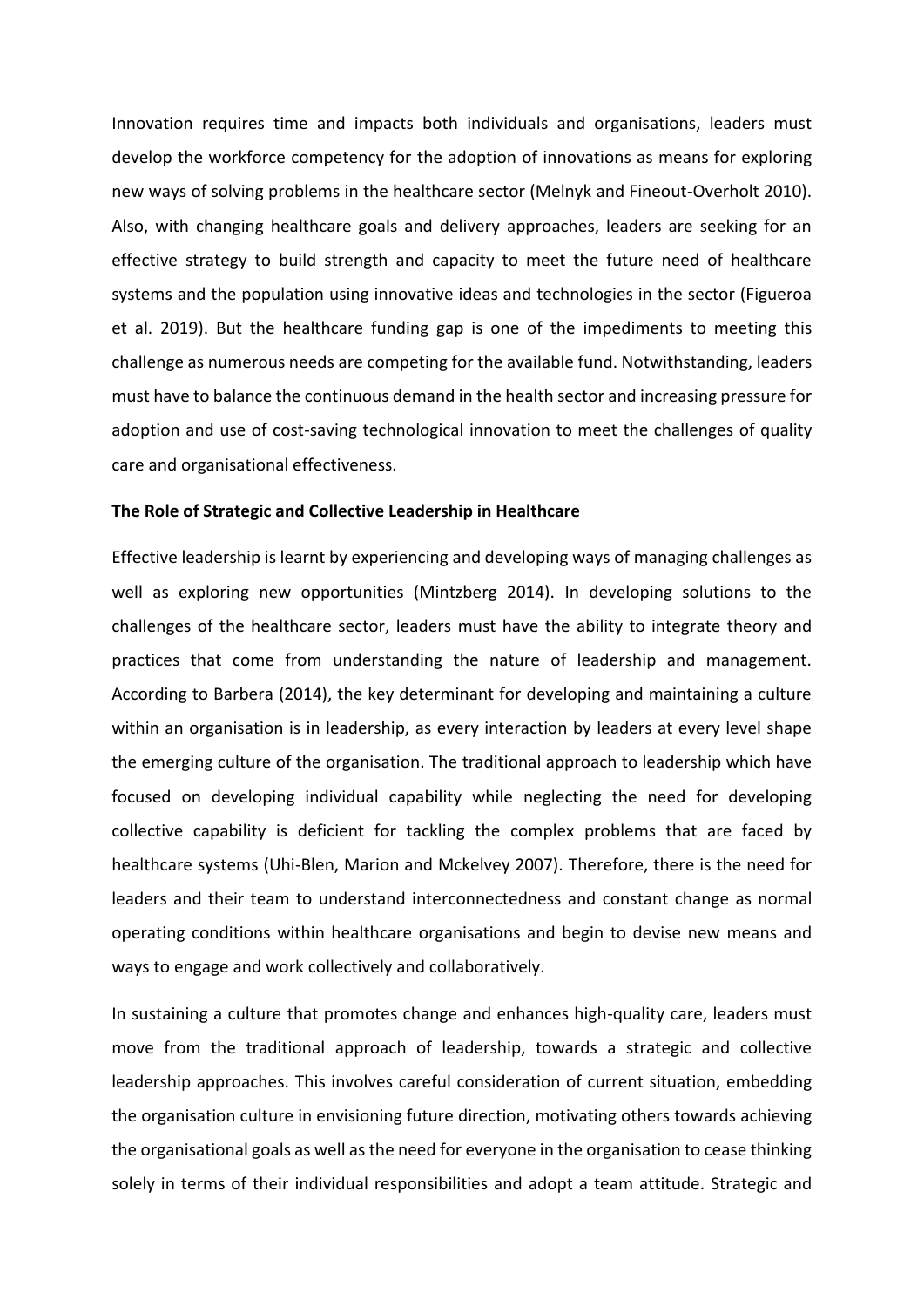Innovation requires time and impacts both individuals and organisations, leaders must develop the workforce competency for the adoption of innovations as means for exploring new ways of solving problems in the healthcare sector (Melnyk and Fineout-Overholt 2010). Also, with changing healthcare goals and delivery approaches, leaders are seeking for an effective strategy to build strength and capacity to meet the future need of healthcare systems and the population using innovative ideas and technologies in the sector (Figueroa et al. 2019). But the healthcare funding gap is one of the impediments to meeting this challenge as numerous needs are competing for the available fund. Notwithstanding, leaders must have to balance the continuous demand in the health sector and increasing pressure for adoption and use of cost-saving technological innovation to meet the challenges of quality care and organisational effectiveness.

**The Role of Strategic and Collective Leadership in Healthcare**

Effective leadership is learnt by experiencing and developing ways of managing challenges as well as exploring new opportunities (Mintzberg 2014). In developing solutions to the challenges of the healthcare sector, leaders must have the ability to integrate theory and practices that come from understanding the nature of leadership and management. According to Barbera (2014), the key determinant for developing and maintaining a culture within an organisation is in leadership, as every interaction by leaders at every level shape the emerging culture of the organisation. The traditional approach to leadership which have focused on developing individual capability while neglecting the need for developing collective capability is deficient for tackling the complex problems that are faced by healthcare systems (Uhi-Blen, Marion and Mckelvey 2007). Therefore, there is the need for leaders and their team to understand interconnectedness and constant change as normal operating conditions within healthcare organisations and begin to devise new means and ways to engage and work collectively and collaboratively.

In sustaining a culture that promotes change and enhances high-quality care, leaders must move from the traditional approach of leadership, towards a strategic and collective leadership approaches. This involves careful consideration of current situation, embedding the organisation culture in envisioning future direction, motivating others towards achieving the organisational goals as well as the need for everyone in the organisation to cease thinking solely in terms of their individual responsibilities and adopt a team attitude. Strategic and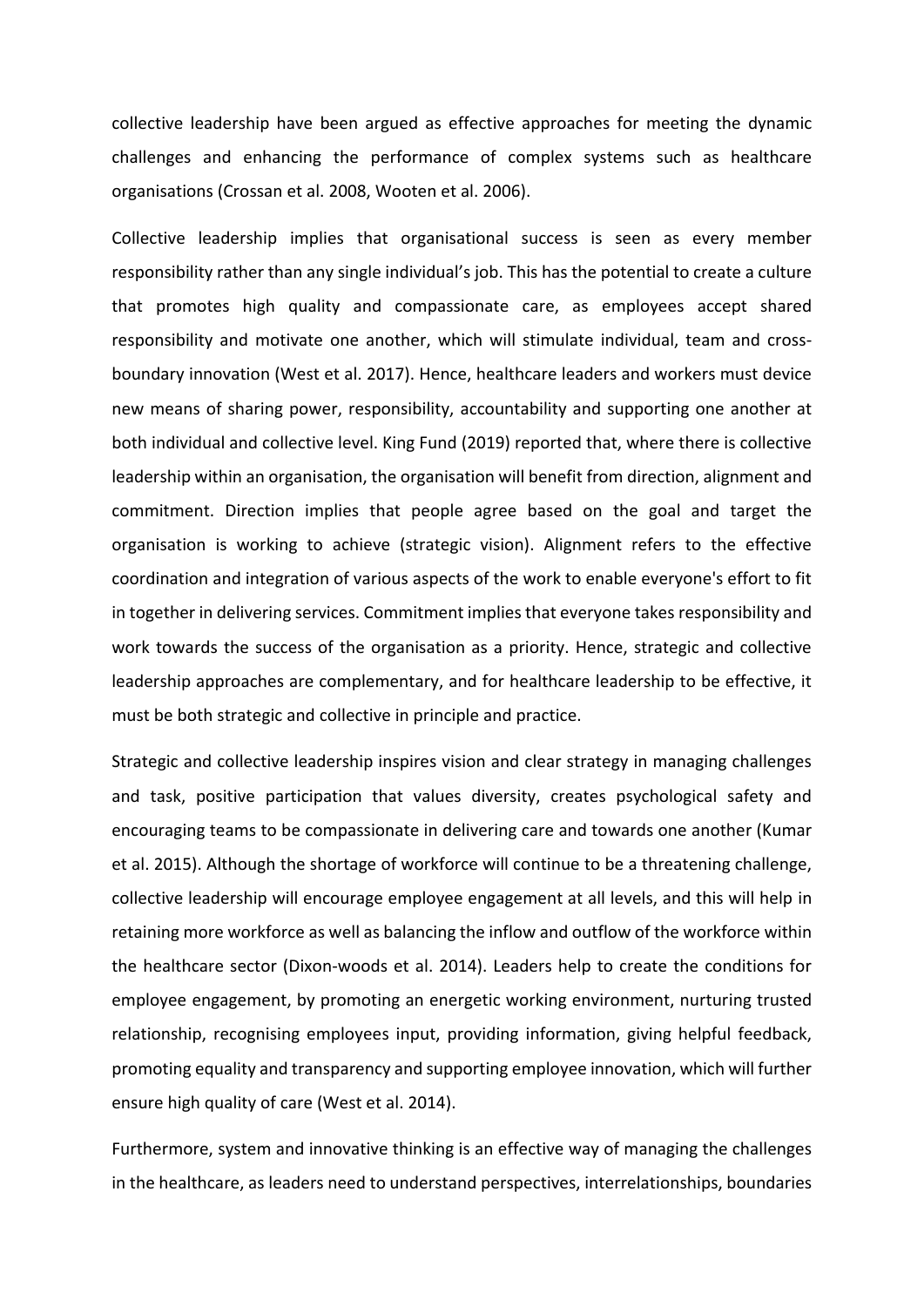collective leadership have been argued as effective approaches for meeting the dynamic challenges and enhancing the performance of complex systems such as healthcare organisations (Crossan et al. 2008, Wooten et al. 2006).

Collective leadership implies that organisational success is seen as every member responsibility rather than any single individual's job. This has the potential to create a culture that promotes high quality and compassionate care, as employees accept shared responsibility and motivate one another, which will stimulate individual, team and cross-boundary innovation (West et al. 2017). Hence, healthcare leaders and workers must device new means of sharing power, responsibility, accountability and supporting one another at both individual and collective level. King Fund (2019) reported that, where there is collective leadership within an organisation, the organisation will benefit from direction, alignment and commitment. Direction implies that people agree based on the goal and target the organisation is working to achieve (strategic vision). Alignment refers to the effective coordination and integration of various aspects of the work to enable everyone's effort to fit in together in delivering services. Commitment implies that everyone takes responsibility and work towards the success of the organisation as a priority. Hence, strategic and collective leadership approaches are complementary, and for healthcare leadership to be effective, it must be both strategic and collective in principle and practice.

Strategic and collective leadership inspires vision and clear strategy in managing challenges and task, positive participation that values diversity, creates psychological safety and encouraging teams to be compassionate in delivering care and towards one another (Kumar et al. 2015). Although the shortage of workforce will continue to be a threatening challenge, collective leadership will encourage employee engagement at all levels, and this will help in retaining more workforce as well as balancing the inflow and outflow of the workforce within the healthcare sector (Dixon-woods et al. 2014). Leaders help to create the conditions for employee engagement, by promoting an energetic working environment, nurturing trusted relationship, recognising employees input, providing information, giving helpful feedback, promoting equality and transparency and supporting employee innovation, which will further ensure high quality of care (West et al. 2014).

Furthermore, system and innovative thinking is an effective way of managing the challenges in the healthcare, as leaders need to understand perspectives, interrelationships, boundaries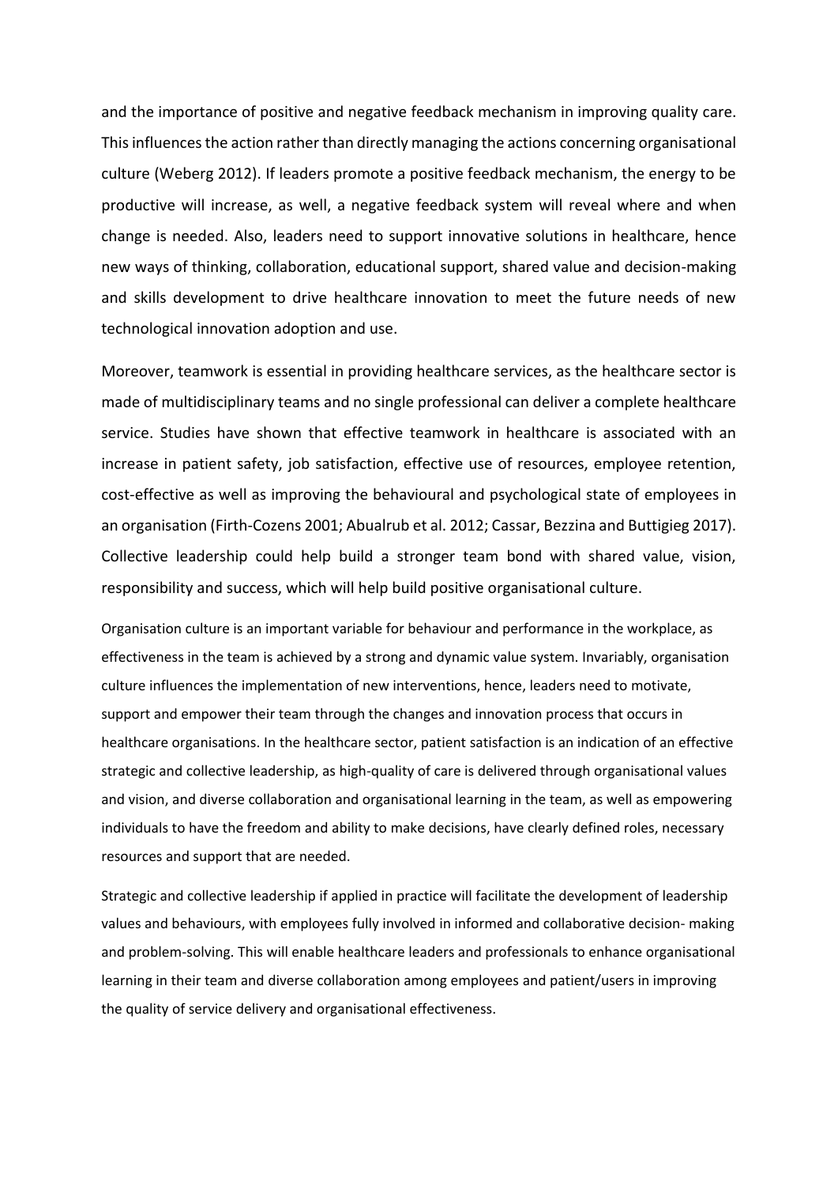and the importance of positive and negative feedback mechanism in improving quality care. This influences the action rather than directly managing the actions concerning organisational culture (Weberg 2012). If leaders promote a positive feedback mechanism, the energy to be productive will increase, as well, a negative feedback system will reveal where and when change is needed. Also, leaders need to support innovative solutions in healthcare, hence new ways of thinking, collaboration, educational support, shared value and decision-making and skills development to drive healthcare innovation to meet the future needs of new technological innovation adoption and use.

Moreover, teamwork is essential in providing healthcare services, as the healthcare sector is made of multidisciplinary teams and no single professional can deliver a complete healthcare service. Studies have shown that effective teamwork in healthcare is associated with an increase in patient safety, job satisfaction, effective use of resources, employee retention, cost-effective as well as improving the behavioural and psychological state of employees in an organisation (Firth-Cozens 2001; Abualrub et al. 2012; Cassar, Bezzina and Buttigieg 2017). Collective leadership could help build a stronger team bond with shared value, vision, responsibility and success, which will help build positive organisational culture.

Organisation culture is an important variable for behaviour and performance in the workplace, as effectiveness in the team is achieved by a strong and dynamic value system. Invariably, organisation culture influences the implementation of new interventions, hence, leaders need to motivate, support and empower their team through the changes and innovation process that occurs in healthcare organisations. In the healthcare sector, patient satisfaction is an indication of an effective strategic and collective leadership, as high-quality of care is delivered through organisational values and vision, and diverse collaboration and organisational learning in the team, as well as empowering individuals to have the freedom and ability to make decisions, have clearly defined roles, necessary resources and support that are needed.

Strategic and collective leadership if applied in practice will facilitate the development of leadership values and behaviours, with employees fully involved in informed and collaborative decision- making and problem-solving. This will enable healthcare leaders and professionals to enhance organisational learning in their team and diverse collaboration among employees and patient/users in improving the quality of service delivery and organisational effectiveness.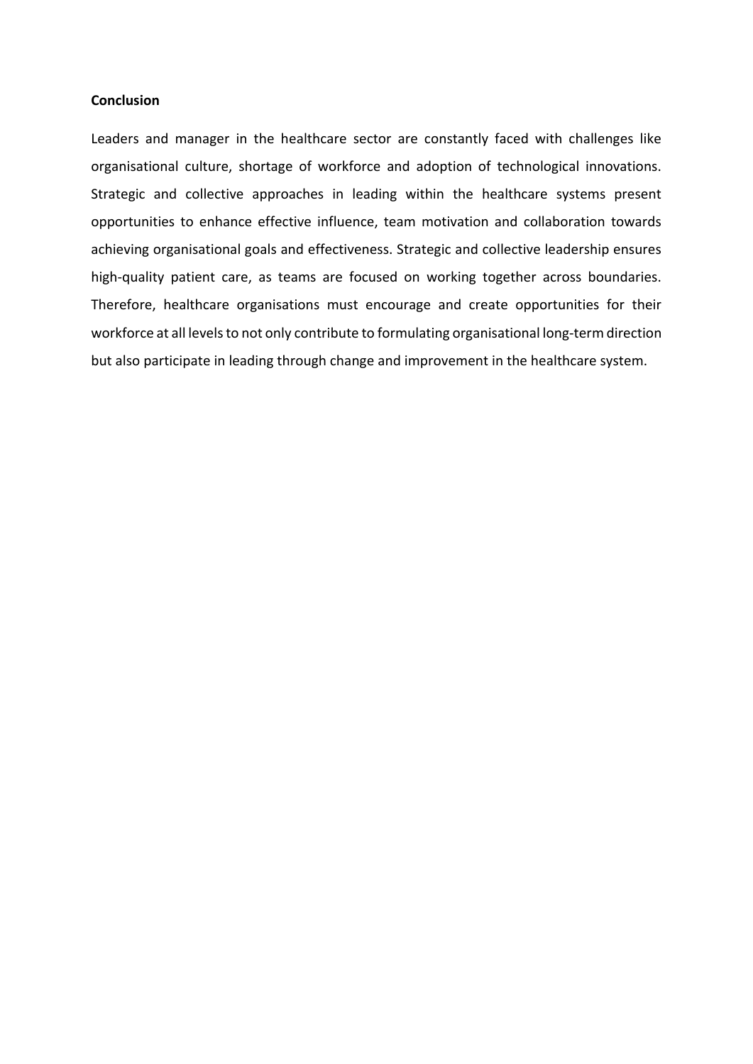**Conclusion**

Leaders and manager in the healthcare sector are constantly faced with challenges like organisational culture, shortage of workforce and adoption of technological innovations. Strategic and collective approaches in leading within the healthcare systems present opportunities to enhance effective influence, team motivation and collaboration towards achieving organisational goals and effectiveness. Strategic and collective leadership ensures high-quality patient care, as teams are focused on working together across boundaries. Therefore, healthcare organisations must encourage and create opportunities for their workforce at all levels to not only contribute to formulating organisational long-term direction but also participate in leading through change and improvement in the healthcare system.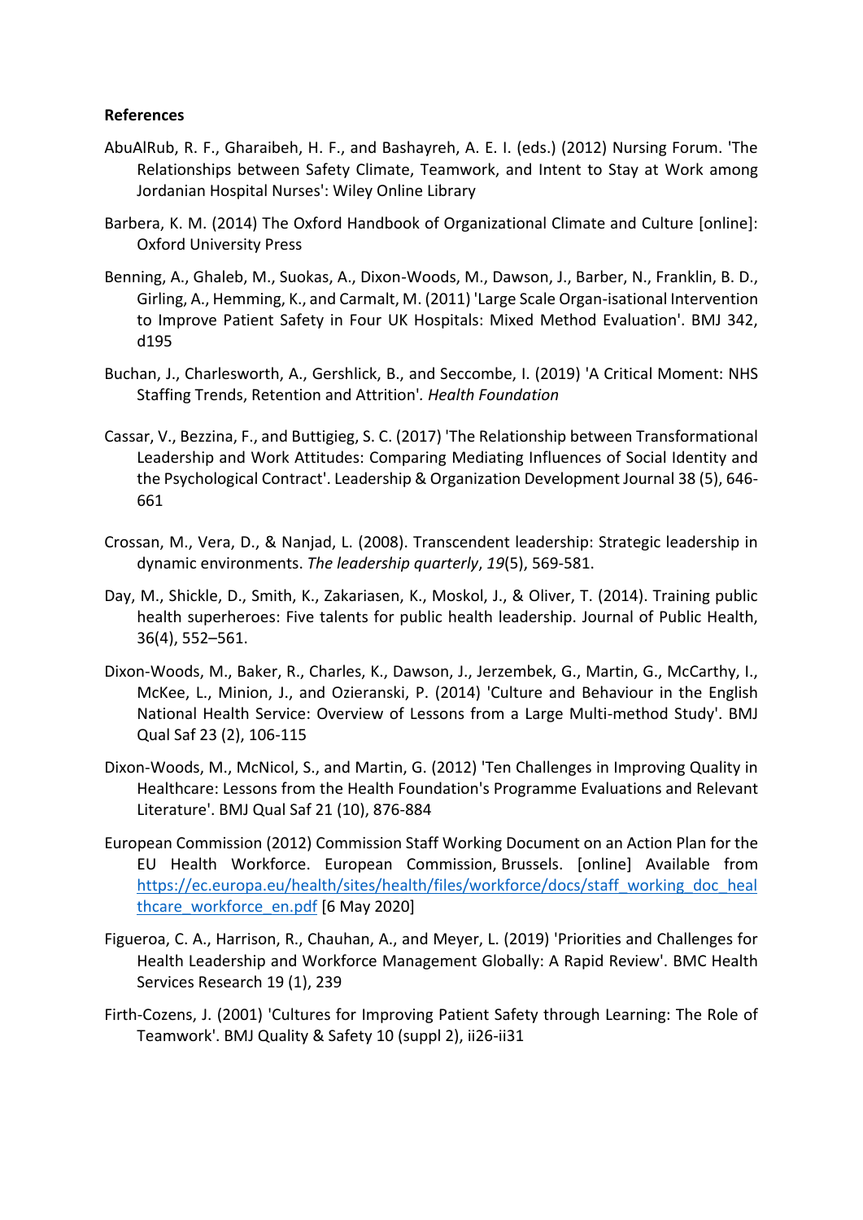**References**

AbuAlRub, R. F., Gharaibeh, H. F., and Bashayreh, A. E. I. (eds.) (2012) Nursing Forum. 'The Relationships between Safety Climate, Teamwork, and Intent to Stay at Work among Jordanian Hospital Nurses': Wiley Online Library

Barbera, K. M. (2014) The Oxford Handbook of Organizational Climate and Culture [online]: Oxford University Press

Benning, A., Ghaleb, M., Suokas, A., Dixon-Woods, M., Dawson, J., Barber, N., Franklin, B. D., Girling, A., Hemming, K., and Carmalt, M. (2011) 'Large Scale Organ-isational Intervention to Improve Patient Safety in Four UK Hospitals: Mixed Method Evaluation'. BMJ 342, d195

Buchan, J., Charlesworth, A., Gershlick, B., and Seccombe, I. (2019) 'A Critical Moment: NHS Staffing Trends, Retention and Attrition'. *Health Foundation*

Cassar, V., Bezzina, F., and Buttigieg, S. C. (2017) 'The Relationship between Transformational Leadership and Work Attitudes: Comparing Mediating Influences of Social Identity and the Psychological Contract'. Leadership & Organization Development Journal 38 (5), 646-661

Crossan, M., Vera, D., & Nanjad, L. (2008). Transcendent leadership: Strategic leadership in dynamic environments. *The leadership quarterly*, *19*(5), 569-581.

Day, M., Shickle, D., Smith, K., Zakariasen, K., Moskol, J., & Oliver, T. (2014). Training public health superheroes: Five talents for public health leadership. Journal of Public Health, 36(4), 552–561.

Dixon-Woods, M., Baker, R., Charles, K., Dawson, J., Jerzembek, G., Martin, G., McCarthy, I., McKee, L., Minion, J., and Ozieranski, P. (2014) 'Culture and Behaviour in the English National Health Service: Overview of Lessons from a Large Multi-method Study'. BMJ Qual Saf 23 (2), 106-115

Dixon-Woods, M., McNicol, S., and Martin, G. (2012) 'Ten Challenges in Improving Quality in Healthcare: Lessons from the Health Foundation's Programme Evaluations and Relevant Literature'. BMJ Qual Saf 21 (10), 876-884

European Commission (2012) Commission Staff Working Document on an Action Plan for the EU Health Workforce. European Commission, Brussels. [online] Available from https://ec.europa.eu/health/sites/health/files/workforce/docs/staff_working_doc_healthcare_workforce_en.pdf [6 May 2020]

Figueroa, C. A., Harrison, R., Chauhan, A., and Meyer, L. (2019) 'Priorities and Challenges for Health Leadership and Workforce Management Globally: A Rapid Review'. BMC Health Services Research 19 (1), 239

Firth-Cozens, J. (2001) 'Cultures for Improving Patient Safety through Learning: The Role of Teamwork'. BMJ Quality & Safety 10 (suppl 2), ii26-ii31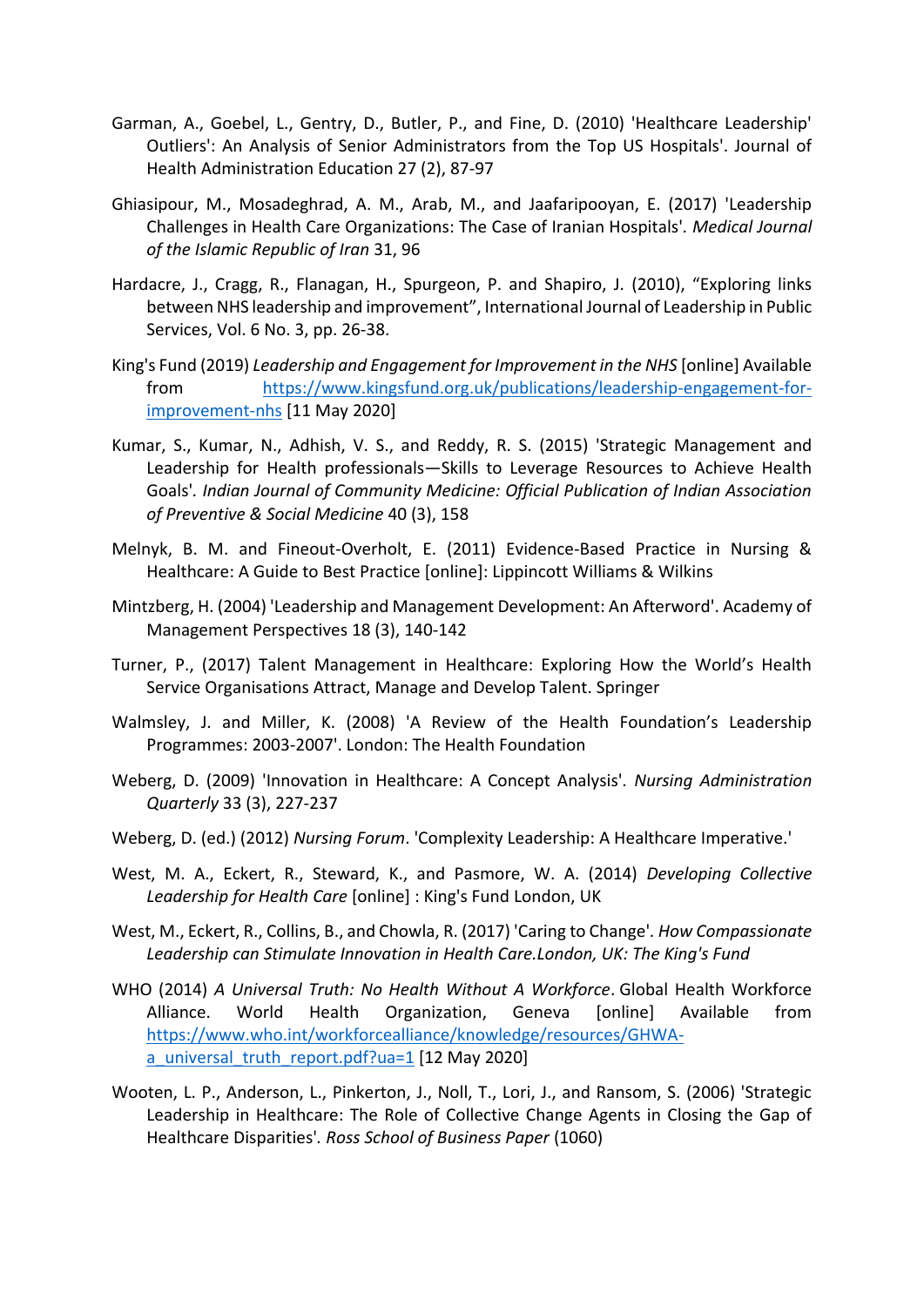Garman, A., Goebel, L., Gentry, D., Butler, P., and Fine, D. (2010) 'Healthcare Leadership' Outliers': An Analysis of Senior Administrators from the Top US Hospitals'. Journal of Health Administration Education 27 (2), 87-97

Ghiasipour, M., Mosadeghrad, A. M., Arab, M., and Jaafaripooyan, E. (2017) 'Leadership Challenges in Health Care Organizations: The Case of Iranian Hospitals'. *Medical Journal of the Islamic Republic of Iran* 31, 96

Hardacre, J., Cragg, R., Flanagan, H., Spurgeon, P. and Shapiro, J. (2010), "Exploring links between NHS leadership and improvement", International Journal of Leadership in Public Services, Vol. 6 No. 3, pp. 26-38.

King's Fund (2019) *Leadership and Engagement for Improvement in the NHS* [online] Available from https://www.kingsfund.org.uk/publications/leadership-engagement-for-improvement-nhs [11 May 2020]

Kumar, S., Kumar, N., Adhish, V. S., and Reddy, R. S. (2015) 'Strategic Management and Leadership for Health professionals—Skills to Leverage Resources to Achieve Health Goals'. *Indian Journal of Community Medicine: Official Publication of Indian Association of Preventive & Social Medicine* 40 (3), 158

Melnyk, B. M. and Fineout-Overholt, E. (2011) Evidence-Based Practice in Nursing & Healthcare: A Guide to Best Practice [online]: Lippincott Williams & Wilkins

Mintzberg, H. (2004) 'Leadership and Management Development: An Afterword'. Academy of Management Perspectives 18 (3), 140-142

Turner, P., (2017) Talent Management in Healthcare: Exploring How the World's Health Service Organisations Attract, Manage and Develop Talent. Springer

Walmsley, J. and Miller, K. (2008) 'A Review of the Health Foundation's Leadership Programmes: 2003-2007'. London: The Health Foundation

Weberg, D. (2009) 'Innovation in Healthcare: A Concept Analysis'. *Nursing Administration Quarterly* 33 (3), 227-237

Weberg, D. (ed.) (2012) *Nursing Forum*. 'Complexity Leadership: A Healthcare Imperative.'

West, M. A., Eckert, R., Steward, K., and Pasmore, W. A. (2014) *Developing Collective Leadership for Health Care* [online] : King's Fund London, UK

West, M., Eckert, R., Collins, B., and Chowla, R. (2017) 'Caring to Change'. *How Compassionate Leadership can Stimulate Innovation in Health Care.London, UK: The King's Fund*

WHO (2014) *A Universal Truth: No Health Without A Workforce*. Global Health Workforce Alliance. World Health Organization, Geneva [online] Available from https://www.who.int/workforcealliance/knowledge/resources/GHWA-a_universal_truth_report.pdf?ua=1 [12 May 2020]

Wooten, L. P., Anderson, L., Pinkerton, J., Noll, T., Lori, J., and Ransom, S. (2006) 'Strategic Leadership in Healthcare: The Role of Collective Change Agents in Closing the Gap of Healthcare Disparities'. *Ross School of Business Paper* (1060)